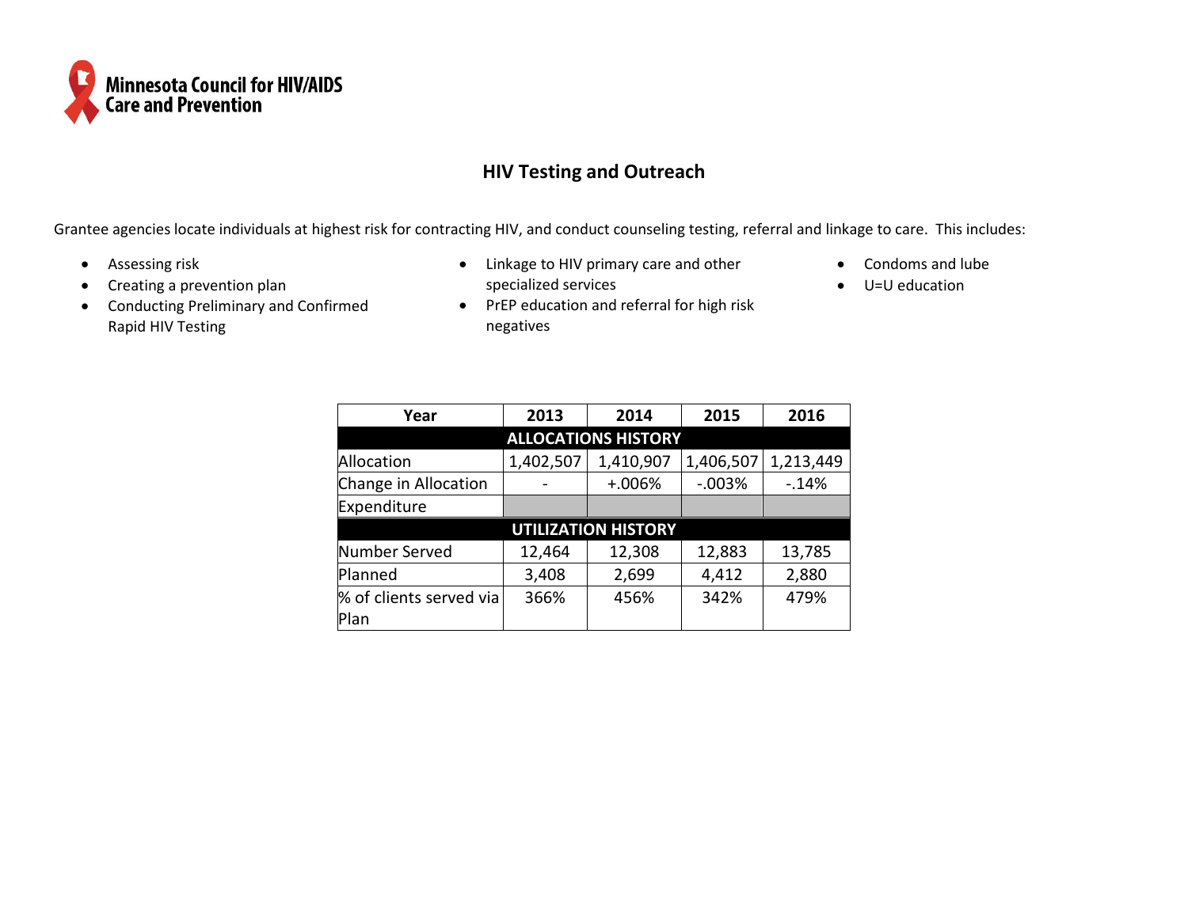Minnesota Council for HIV/AIDS Care and Prevention

# HIV Testing and Outreach

Grantee agencies locate individuals at highest risk for contracting HIV, and conduct counseling testing, referral and linkage to care. This includes:

- Assessing risk
- Creating a prevention plan
- Conducting Preliminary and Confirmed Rapid HIV Testing
- Linkage to HIV primary care and other specialized services
- PrEP education and referral for high risk negatives
- Condoms and lube
- U=U education

| Year | 2013 | 2014 | 2015 | 2016 |
|---|---|---|---|---|
| **ALLOCATIONS HISTORY** | | | | |
| Allocation | 1,402,507 | 1,410,907 | 1,406,507 | 1,213,449 |
| Change in Allocation | - | +.006% | -.003% | -.14% |
| Expenditure | | | | |
| **UTILIZATION HISTORY** | | | | |
| Number Served | 12,464 | 12,308 | 12,883 | 13,785 |
| Planned | 3,408 | 2,699 | 4,412 | 2,880 |
| % of clients served via Plan | 366% | 456% | 342% | 479% |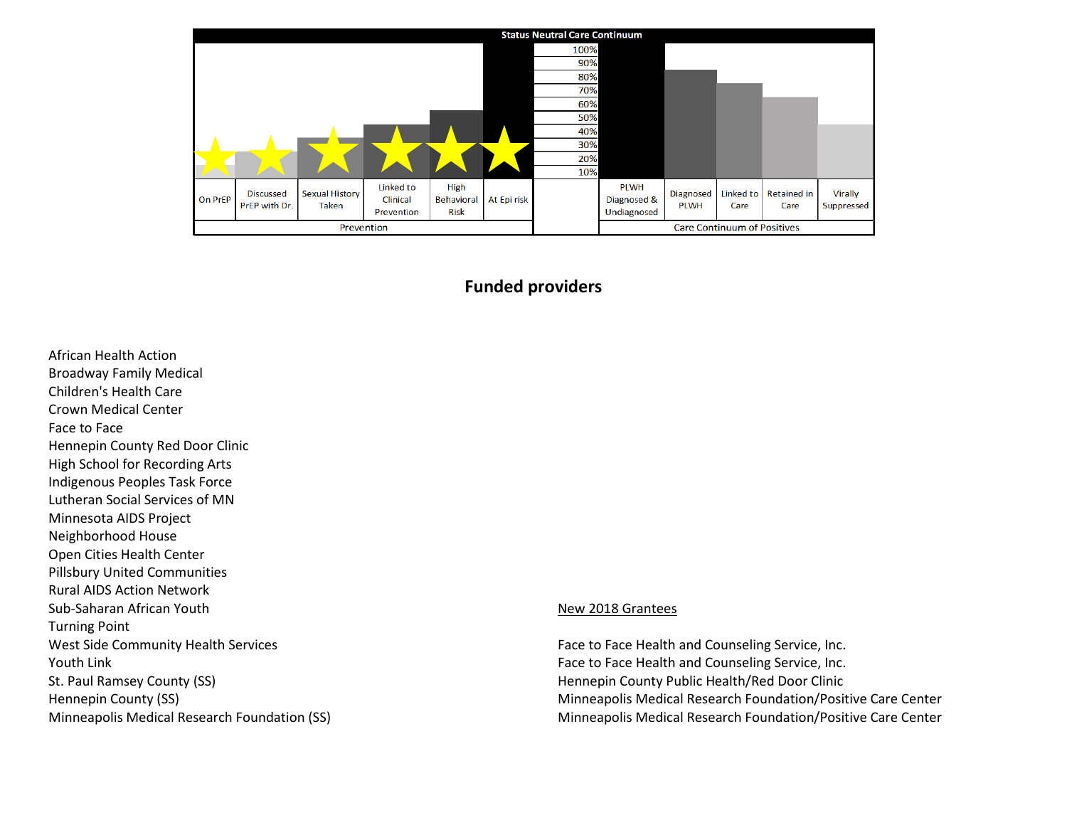**Status Neutral Care Continuum**

| On PrEP | Discussed PrEP with Dr. | Sexual History Taken | Linked to Clinical Prevention | High Behavioral Risk | At Epi risk | | PLWH Diagnosed & Undiagnosed | Diagnosed PLWH | Linked to Care | Retained in Care | Virally Suppressed |
|---|---|---|---|---|---|---|---|---|---|---|---|
| Prevention | | | | | | | Care Continuum of Positives | | | | |

## Funded providers

African Health Action
Broadway Family Medical
Children's Health Care
Crown Medical Center
Face to Face
Hennepin County Red Door Clinic
High School for Recording Arts
Indigenous Peoples Task Force
Lutheran Social Services of MN
Minnesota AIDS Project
Neighborhood House
Open Cities Health Center
Pillsbury United Communities
Rural AIDS Action Network
Sub-Saharan African Youth
Turning Point
West Side Community Health Services
Youth Link
St. Paul Ramsey County (SS)
Hennepin County (SS)
Minneapolis Medical Research Foundation (SS)

<u>New 2018 Grantees</u>

Face to Face Health and Counseling Service, Inc.
Face to Face Health and Counseling Service, Inc.
Hennepin County Public Health/Red Door Clinic
Minneapolis Medical Research Foundation/Positive Care Center
Minneapolis Medical Research Foundation/Positive Care Center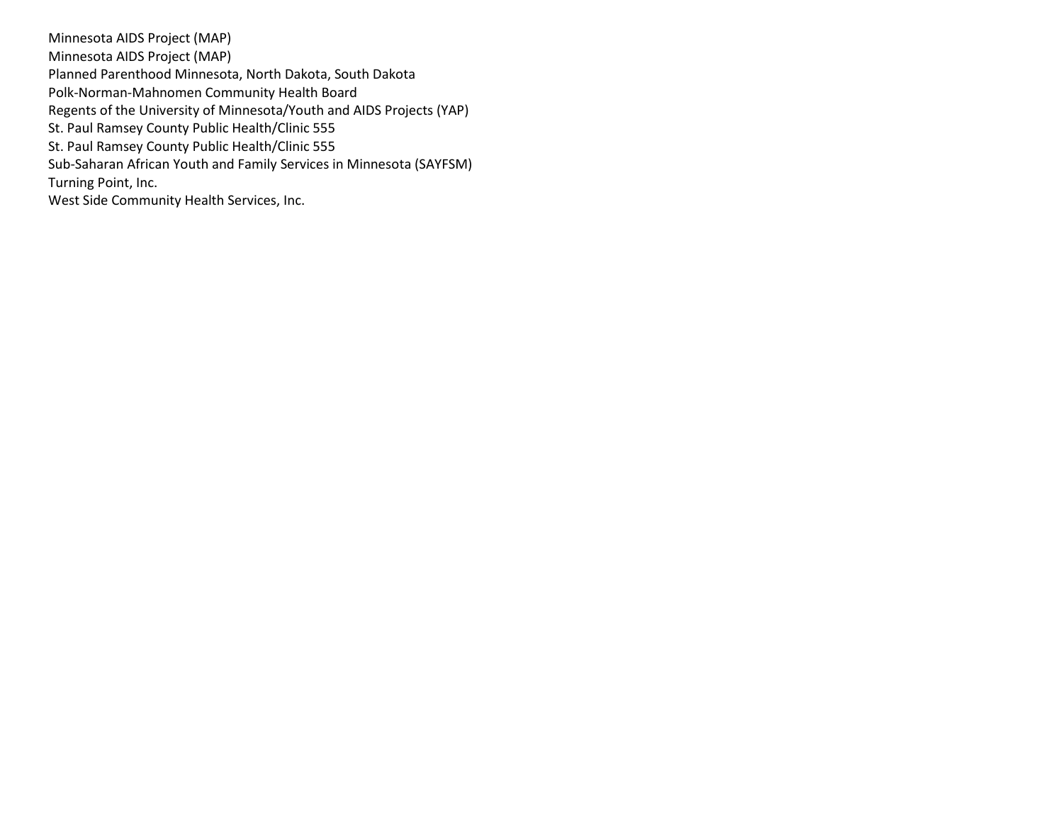Minnesota AIDS Project (MAP)
Minnesota AIDS Project (MAP)
Planned Parenthood Minnesota, North Dakota, South Dakota
Polk-Norman-Mahnomen Community Health Board
Regents of the University of Minnesota/Youth and AIDS Projects (YAP)
St. Paul Ramsey County Public Health/Clinic 555
St. Paul Ramsey County Public Health/Clinic 555
Sub-Saharan African Youth and Family Services in Minnesota (SAYFSM)
Turning Point, Inc.
West Side Community Health Services, Inc.